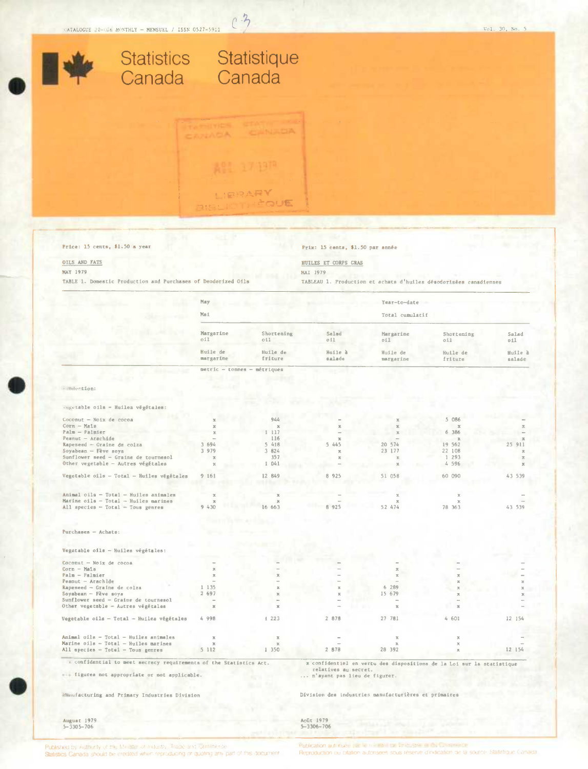CATALOGUE 32-006 MONTHLY – MENSUEL / ISSN 0527-5911

Vol. 30, No. 5

Statistics Canada    Statistique Canada

Price: 15 cents, $1.50 a year

Prix: 15 cents, $1.50 par année

OILS AND FATS

HUILES ET CORPS GRAS

MAY 1979

MAI 1979

TABLE 1. Domestic Production and Purchases of Deodorized Oils

TABLEAU 1. Production et achats d'huiles désodorisées canadiennes

| | May – Mai | | | Year-to-date – Total cumulatif | | |
|---|---|---|---|---|---|---|
| | Margarine oil – Huile de margarine | Shortening oil – Huile de friture | Salad oil – Huile à salade | Margarine oil – Huile de margarine | Shortening oil – Huile de friture | Salad oil – Huile à salade |
| | metric – tonnes – métriques | | | | | |
| **Production:** | | | | | | |
| Vegetable oils – Huiles végétales: | | | | | | |
| Coconut – Noix de cocoa | x | 944 | – | x | 5 086 | – |
| Corn – Maïs | x | x | x | x | x | x |
| Palm – Palmier | x | 1 117 | – | x | 6 386 | – |
| Peanut – Arachide | – | 116 | x | – | x | x |
| Rapeseed – Graine de colza | 3 694 | 5 418 | 5 445 | 20 574 | 19 562 | 25 911 |
| Soyabean – Fève soya | 3 979 | 3 824 | x | 23 177 | 22 108 | x |
| Sunflower seed – Graine de tournesol | x | 357 | x | x | 1 293 | x |
| Other vegetable – Autres végétales | x | 1 041 | – | x | 4 596 | x |
| Vegetable oils – Total – Huiles végétales | 9 161 | 12 849 | 8 925 | 51 058 | 60 090 | 43 539 |
| Animal oils – Total – Huiles animales | x | x | – | x | x | – |
| Marine oils – Total – Huiles marines | x | x | – | x | x | – |
| All species – Total – Tous genres | 9 430 | 16 663 | 8 925 | 52 474 | 78 363 | 43 539 |
| **Purchases – Achats:** | | | | | | |
| Vegetable oils – Huiles végétales: | | | | | | |
| Coconut – Noix de cocoa | – | – | – | – | – | – |
| Corn – Maïs | x | – | – | x | – | – |
| Palm – Palmier | x | x | – | x | x | – |
| Peanut – Arachide | – | – | – | – | x | x |
| Rapeseed – Graine de colza | 1 135 | x | x | 6 289 | x | x |
| Soyabean – Fève soya | 2 697 | x | x | 15 679 | x | x |
| Sunflower seed – Graine de tournesol | – | – | – | – | – | – |
| Other vegetable – Autres végétales | – | – | – | x | x | – |
| Vegetable oils – Total – Huiles végétales | 4 998 | 1 223 | 2 878 | 27 781 | 4 601 | 12 154 |
| Animal oils – Total – Huiles animales | x | x | – | x | x | – |
| Marine oils – Total – Huiles marines | x | x | – | x | x | – |
| All species – Total – Tous genres | 5 112 | 1 350 | 2 878 | 28 392 | x | 12 154 |

x confidential to meet secrecy requirements of the Statistics Act.

... figures not appropriate or not applicable.

x confidentiel en vertu des dispositions de la Loi sur la statistique relatives au secret.

... n'ayant pas lieu de figurer.

Manufacturing and Primary Industries Division

Division des industries manufacturières et primaires

August 1979
5-3305-706

Août 1979
5-3306-706

Published by Authority of the Minister of Industry, Trade and Commerce
Statistics Canada should be credited when reproducing or quoting any part of this document

Publication autorisée par le ministre de l'Industrie et du Commerce
Reproduction ou citation autorisées sous réserve d'indication de la source: Statistique Canada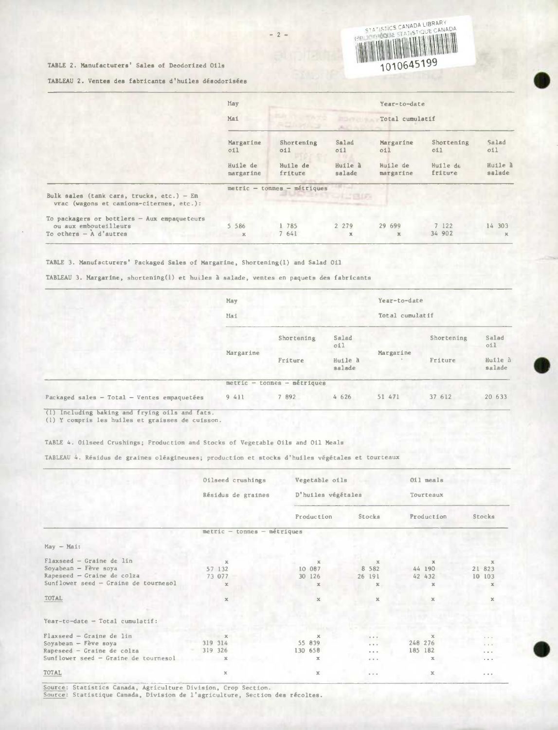TABLE 2. Manufacturers' Sales of Deodorized Oils

TABLEAU 2. Ventes des fabricants d'huiles désodorisées

| | May | | | Year-to-date | | |
|---|---|---|---|---|---|---|
| | Mai | | | Total cumulatif | | |
| | Margarine oil / Huile de margarine | Shortening oil / Huile de friture | Salad oil / Huile à salade | Margarine oil / Huile de margarine | Shortening oil / Huile de friture | Salad oil / Huile à salade |
| | metric – tonnes – métriques | | | | | |
| Bulk sales (tank cars, trucks, etc.) – En vrac (wagons et camions-citernes, etc.): | | | | | | |
| To packagers or bottlers – Aux empaqueteurs ou aux embouteilleurs | 5 586 | 1 785 | 2 279 | 29 699 | 7 122 | 14 303 |
| To others – À d'autres | x | 7 641 | x | x | 34 902 | x |

TABLE 3. Manufacturers' Packaged Sales of Margarine, Shortening(1) and Salad Oil

TABLEAU 3. Margarine, shortening(1) et huiles à salade, ventes en paquets des fabricants

| | May | | | Year-to-date | | |
|---|---|---|---|---|---|---|
| | Mai | | | Total cumulatif | | |
| | Margarine | Shortening / Friture | Salad oil / Huile à salade | Margarine | Shortening / Friture | Salad oil / Huile à salade |
| | metric – tonnes – métriques | | | | | |
| Packaged sales – Total – Ventes empaquetées | 9 411 | 7 892 | 4 626 | 51 471 | 37 612 | 20 633 |

(1) Including baking and frying oils and fats.
(1) Y compris les huiles et graisses de cuisson.

TABLE 4. Oilseed Crushings; Production and Stocks of Vegetable Oils and Oil Meals

TABLEAU 4. Résidus de graines oléagineuses; production et stocks d'huiles végétales et tourteaux

| | Oilseed crushings / Résidus de graines | Vegetable oils / D'huiles végétales | | Oil meals / Tourteaux | |
|---|---|---|---|---|---|
| | | Production | Stocks | Production | Stocks |
| | metric – tonnes – métriques | | | | |
| May – Mai: | | | | | |
| Flaxseed – Graine de lin | x | x | x | x | x |
| Soyabean – Fève soya | 57 132 | 10 087 | 8 582 | 44 190 | 21 823 |
| Rapeseed – Graine de colza | 73 077 | 30 126 | 26 191 | 42 432 | 10 103 |
| Sunflower seed – Graine de tournesol | x | x | x | x | x |
| TOTAL | x | x | x | x | x |
| Year-to-date – Total cumulatif: | | | | | |
| Flaxseed – Graine de lin | x | x | ... | x | ... |
| Soyabean – Fève soya | 319 314 | 55 839 | ... | 248 276 | ... |
| Rapeseed – Graine de colza | 319 326 | 130 658 | ... | 185 182 | ... |
| Sunflower seed – Graine de tournesol | x | x | ... | x | ... |
| TOTAL | x | x | ... | x | ... |

Source: Statistics Canada, Agriculture Division, Crop Section.
Source: Statistique Canada, Division de l'agriculture, Section des récoltes.